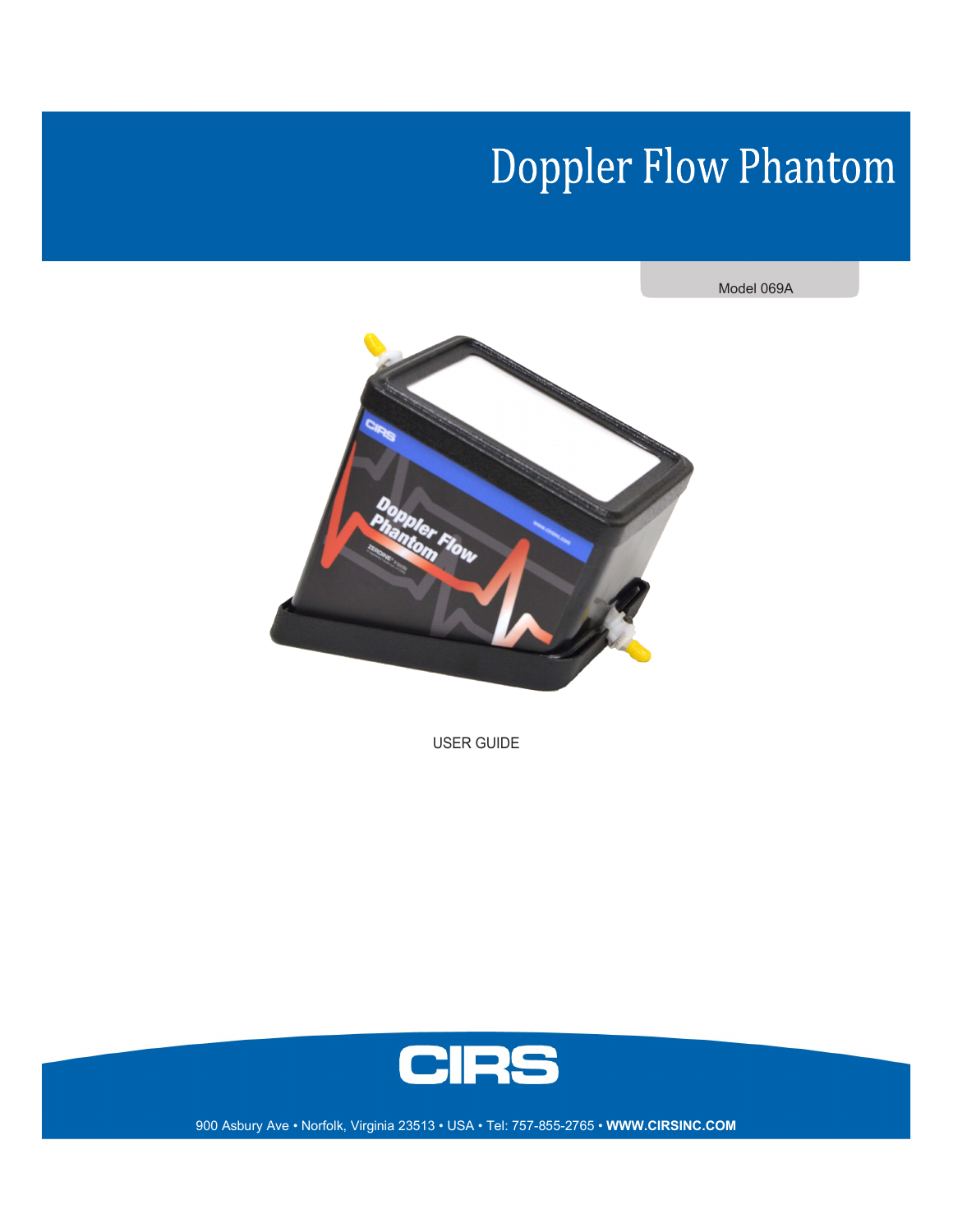# Doppler Flow Phantom

Model 069A

USER GUIDE

CIRS

900 Asbury Ave • Norfolk, Virginia 23513 • USA • Tel: 757-855-2765 • **WWW.CIRSINC.COM**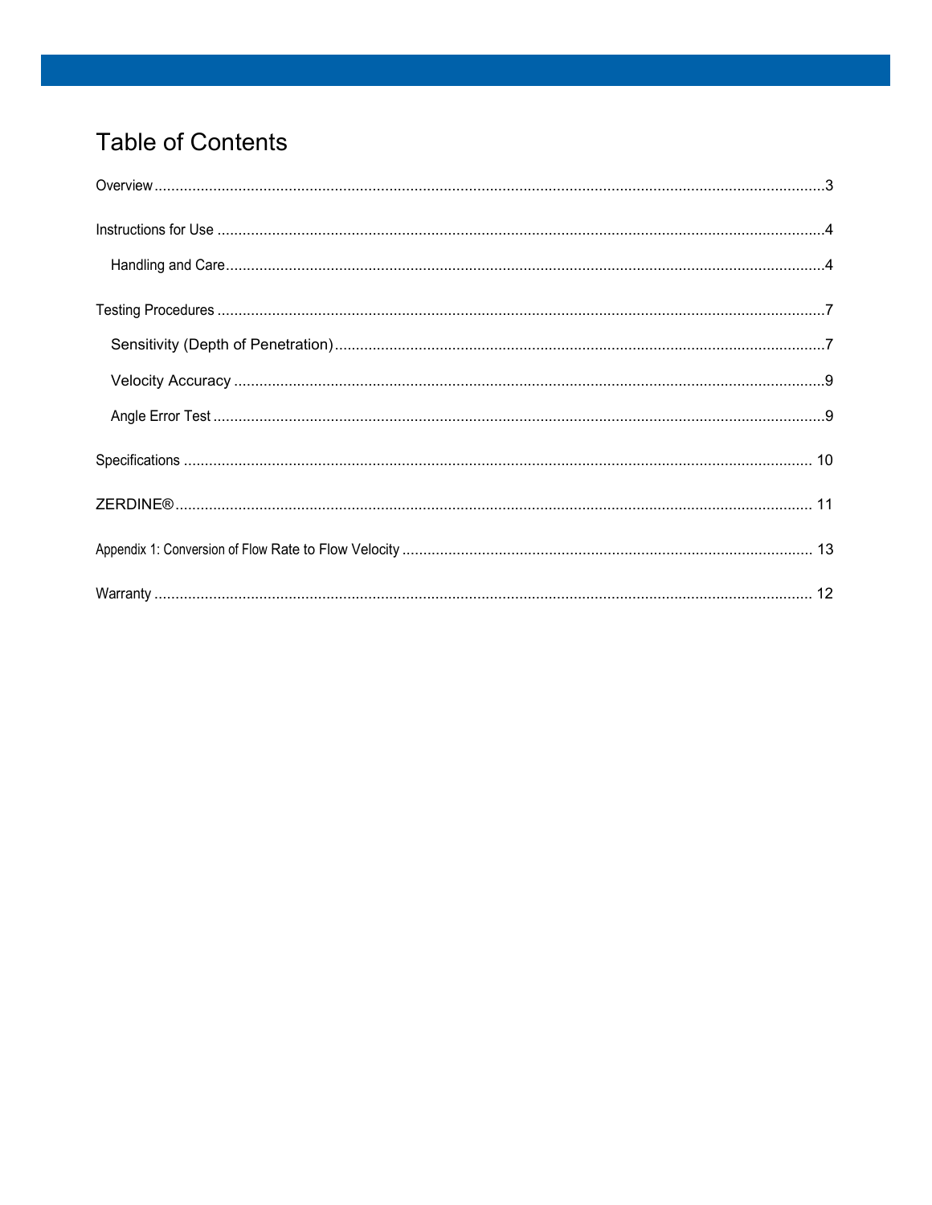# Table of Contents

Overview ........................................................................................................................................3

Instructions for Use .........................................................................................................................4

Handling and Care........................................................................................................................4

Testing Procedures .........................................................................................................................7

Sensitivity (Depth of Penetration)...................................................................................................7

Velocity Accuracy ..........................................................................................................................9

Angle Error Test ............................................................................................................................9

Specifications ............................................................................................................................... 10

ZERDINE®..................................................................................................................................... 11

Appendix 1: Conversion of Flow Rate to Flow Velocity ................................................................................. 13

Warranty ....................................................................................................................................... 12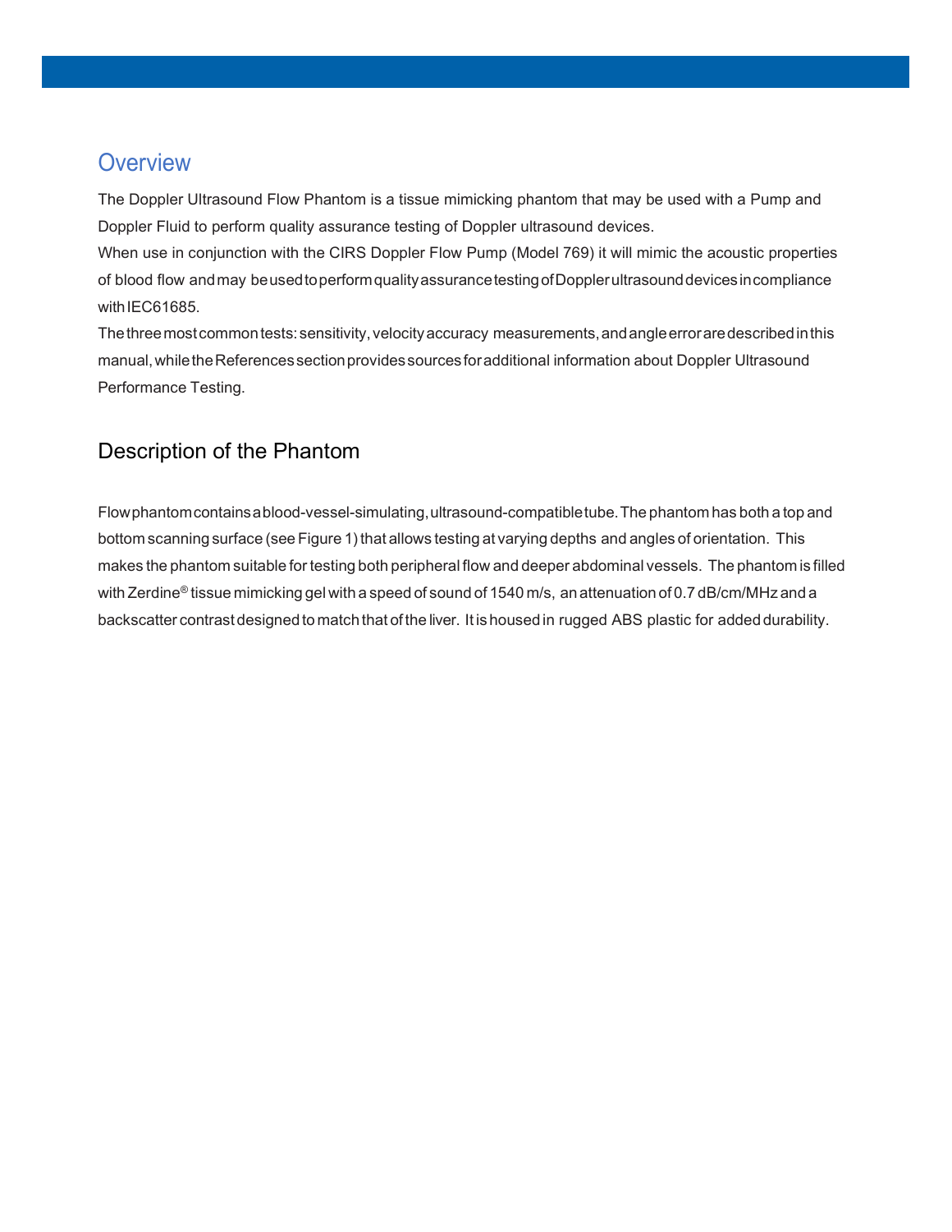## Overview

The Doppler Ultrasound Flow Phantom is a tissue mimicking phantom that may be used with a Pump and Doppler Fluid to perform quality assurance testing of Doppler ultrasound devices.

When use in conjunction with the CIRS Doppler Flow Pump (Model 769) it will mimic the acoustic properties of blood flow and may be used to perform quality assurance testing of Doppler ultrasound devices in compliance with IEC61685.

The three most common tests: sensitivity, velocity accuracy measurements, and angle error are described in this manual, while the References section provides sources for additional information about Doppler Ultrasound Performance Testing.

## Description of the Phantom

Flow phantom contains a blood-vessel-simulating, ultrasound-compatible tube. The phantom has both a top and bottom scanning surface (see Figure 1) that allows testing at varying depths and angles of orientation. This makes the phantom suitable for testing both peripheral flow and deeper abdominal vessels. The phantom is filled with Zerdine® tissue mimicking gel with a speed of sound of 1540 m/s, an attenuation of 0.7 dB/cm/MHz and a backscatter contrast designed to match that of the liver. It is housed in rugged ABS plastic for added durability.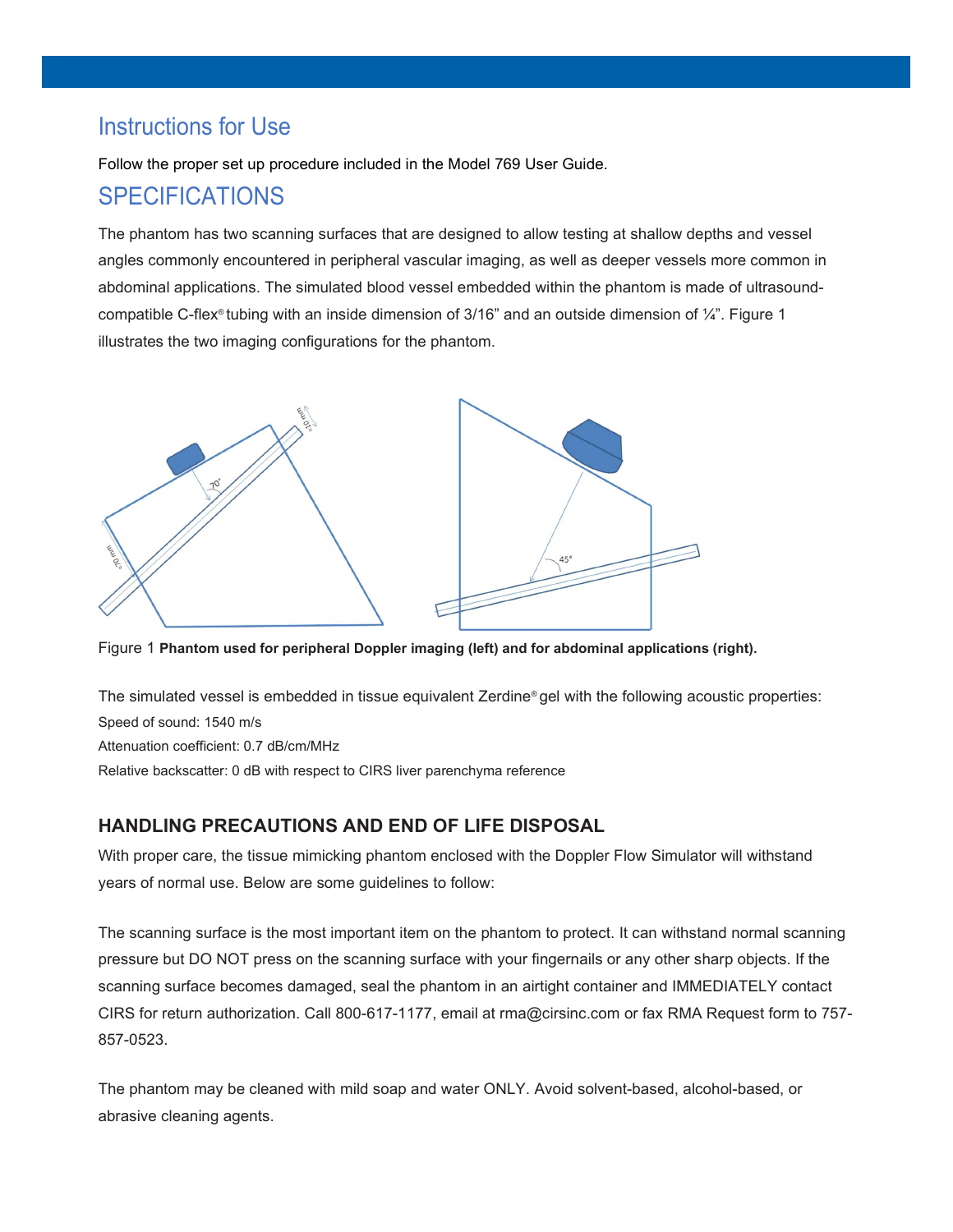## Instructions for Use

Follow the proper set up procedure included in the Model 769 User Guide.

## SPECIFICATIONS

The phantom has two scanning surfaces that are designed to allow testing at shallow depths and vessel angles commonly encountered in peripheral vascular imaging, as well as deeper vessels more common in abdominal applications. The simulated blood vessel embedded within the phantom is made of ultrasound-compatible C-flex® tubing with an inside dimension of 3/16" and an outside dimension of ¼". Figure 1 illustrates the two imaging configurations for the phantom.

≈10 mm
70°
≈70 mm
45°

Figure 1 **Phantom used for peripheral Doppler imaging (left) and for abdominal applications (right).**

The simulated vessel is embedded in tissue equivalent Zerdine® gel with the following acoustic properties:

Speed of sound: 1540 m/s

Attenuation coefficient: 0.7 dB/cm/MHz

Relative backscatter: 0 dB with respect to CIRS liver parenchyma reference

### HANDLING PRECAUTIONS AND END OF LIFE DISPOSAL

With proper care, the tissue mimicking phantom enclosed with the Doppler Flow Simulator will withstand years of normal use. Below are some guidelines to follow:

The scanning surface is the most important item on the phantom to protect. It can withstand normal scanning pressure but DO NOT press on the scanning surface with your fingernails or any other sharp objects. If the scanning surface becomes damaged, seal the phantom in an airtight container and IMMEDIATELY contact CIRS for return authorization. Call 800-617-1177, email at rma@cirsinc.com or fax RMA Request form to 757-857-0523.

The phantom may be cleaned with mild soap and water ONLY. Avoid solvent-based, alcohol-based, or abrasive cleaning agents.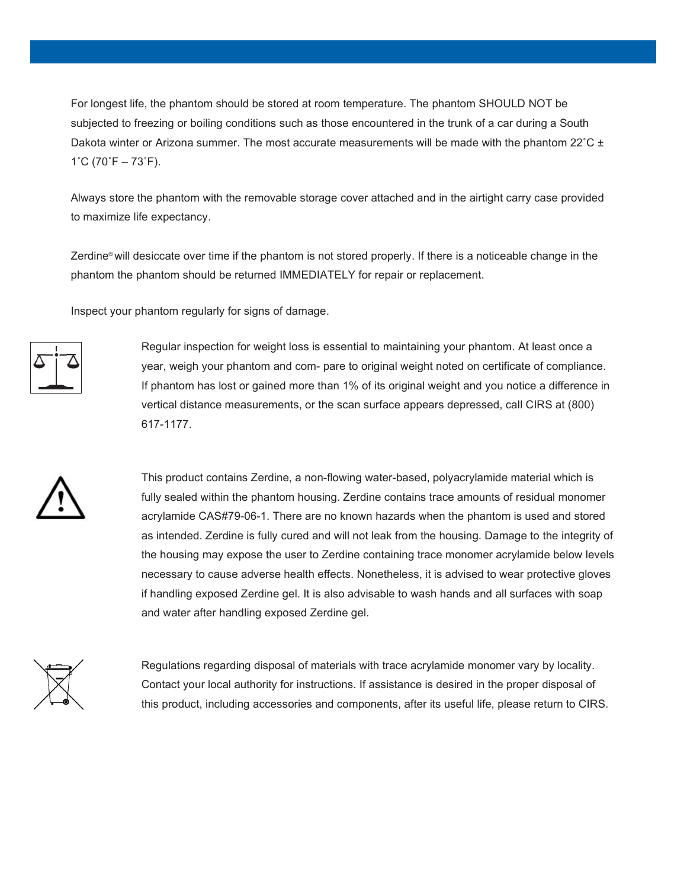For longest life, the phantom should be stored at room temperature. The phantom SHOULD NOT be subjected to freezing or boiling conditions such as those encountered in the trunk of a car during a South Dakota winter or Arizona summer. The most accurate measurements will be made with the phantom 22˚C ± 1˚C (70˚F – 73˚F).

Always store the phantom with the removable storage cover attached and in the airtight carry case provided to maximize life expectancy.

Zerdine® will desiccate over time if the phantom is not stored properly. If there is a noticeable change in the phantom the phantom should be returned IMMEDIATELY for repair or replacement.

Inspect your phantom regularly for signs of damage.

Regular inspection for weight loss is essential to maintaining your phantom. At least once a year, weigh your phantom and com- pare to original weight noted on certificate of compliance. If phantom has lost or gained more than 1% of its original weight and you notice a difference in vertical distance measurements, or the scan surface appears depressed, call CIRS at (800) 617-1177.

This product contains Zerdine, a non-flowing water-based, polyacrylamide material which is fully sealed within the phantom housing. Zerdine contains trace amounts of residual monomer acrylamide CAS#79-06-1. There are no known hazards when the phantom is used and stored as intended. Zerdine is fully cured and will not leak from the housing. Damage to the integrity of the housing may expose the user to Zerdine containing trace monomer acrylamide below levels necessary to cause adverse health effects. Nonetheless, it is advised to wear protective gloves if handling exposed Zerdine gel. It is also advisable to wash hands and all surfaces with soap and water after handling exposed Zerdine gel.

Regulations regarding disposal of materials with trace acrylamide monomer vary by locality. Contact your local authority for instructions. If assistance is desired in the proper disposal of this product, including accessories and components, after its useful life, please return to CIRS.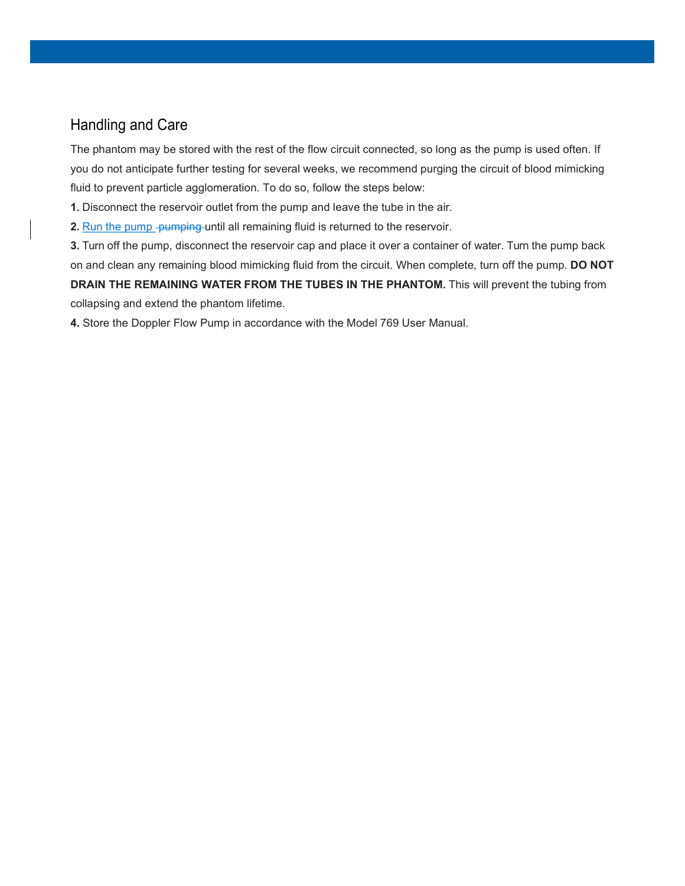## Handling and Care

The phantom may be stored with the rest of the flow circuit connected, so long as the pump is used often. If you do not anticipate further testing for several weeks, we recommend purging the circuit of blood mimicking fluid to prevent particle agglomeration. To do so, follow the steps below:

**1.** Disconnect the reservoir outlet from the pump and leave the tube in the air.

**2.** Run the pump ~~pumping~~ until all remaining fluid is returned to the reservoir.

**3.** Turn off the pump, disconnect the reservoir cap and place it over a container of water. Turn the pump back on and clean any remaining blood mimicking fluid from the circuit. When complete, turn off the pump. **DO NOT DRAIN THE REMAINING WATER FROM THE TUBES IN THE PHANTOM.** This will prevent the tubing from collapsing and extend the phantom lifetime.

**4.** Store the Doppler Flow Pump in accordance with the Model 769 User Manual.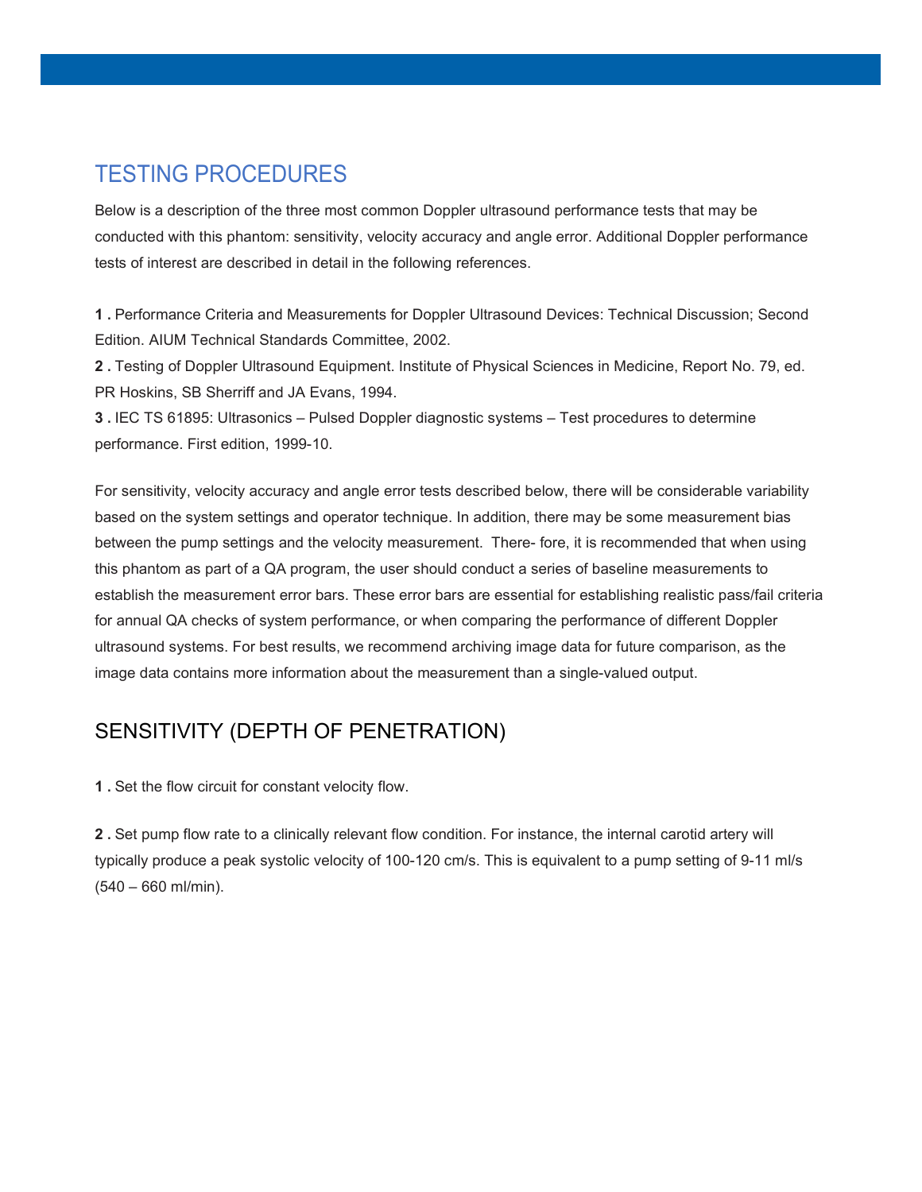## TESTING PROCEDURES

Below is a description of the three most common Doppler ultrasound performance tests that may be conducted with this phantom: sensitivity, velocity accuracy and angle error. Additional Doppler performance tests of interest are described in detail in the following references.

**1 .** Performance Criteria and Measurements for Doppler Ultrasound Devices: Technical Discussion; Second Edition. AIUM Technical Standards Committee, 2002.
**2 .** Testing of Doppler Ultrasound Equipment. Institute of Physical Sciences in Medicine, Report No. 79, ed. PR Hoskins, SB Sherriff and JA Evans, 1994.
**3 .** IEC TS 61895: Ultrasonics – Pulsed Doppler diagnostic systems – Test procedures to determine performance. First edition, 1999-10.

For sensitivity, velocity accuracy and angle error tests described below, there will be considerable variability based on the system settings and operator technique. In addition, there may be some measurement bias between the pump settings and the velocity measurement. There- fore, it is recommended that when using this phantom as part of a QA program, the user should conduct a series of baseline measurements to establish the measurement error bars. These error bars are essential for establishing realistic pass/fail criteria for annual QA checks of system performance, or when comparing the performance of different Doppler ultrasound systems. For best results, we recommend archiving image data for future comparison, as the image data contains more information about the measurement than a single-valued output.

### SENSITIVITY (DEPTH OF PENETRATION)

**1 .** Set the flow circuit for constant velocity flow.

**2 .** Set pump flow rate to a clinically relevant flow condition. For instance, the internal carotid artery will typically produce a peak systolic velocity of 100-120 cm/s. This is equivalent to a pump setting of 9-11 ml/s (540 – 660 ml/min).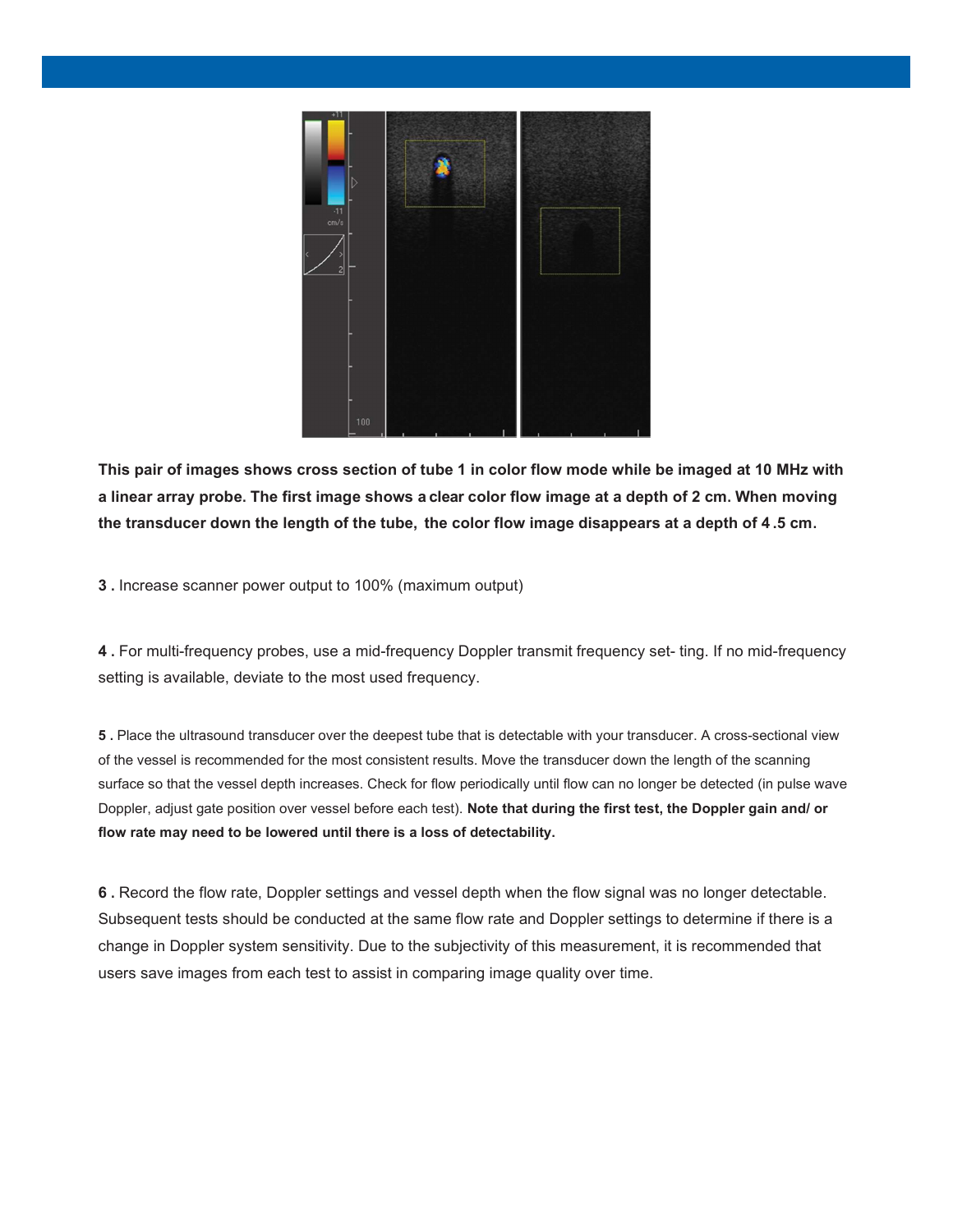**This pair of images shows cross section of tube 1 in color flow mode while be imaged at 10 MHz with a linear array probe. The first image shows a clear color flow image at a depth of 2 cm. When moving the transducer down the length of the tube, the color flow image disappears at a depth of 4 .5 cm.**

**3 .** Increase scanner power output to 100% (maximum output)

**4 .** For multi-frequency probes, use a mid-frequency Doppler transmit frequency set- ting. If no mid-frequency setting is available, deviate to the most used frequency.

**5 .** Place the ultrasound transducer over the deepest tube that is detectable with your transducer. A cross-sectional view of the vessel is recommended for the most consistent results. Move the transducer down the length of the scanning surface so that the vessel depth increases. Check for flow periodically until flow can no longer be detected (in pulse wave Doppler, adjust gate position over vessel before each test). **Note that during the first test, the Doppler gain and/ or flow rate may need to be lowered until there is a loss of detectability.**

**6 .** Record the flow rate, Doppler settings and vessel depth when the flow signal was no longer detectable. Subsequent tests should be conducted at the same flow rate and Doppler settings to determine if there is a change in Doppler system sensitivity. Due to the subjectivity of this measurement, it is recommended that users save images from each test to assist in comparing image quality over time.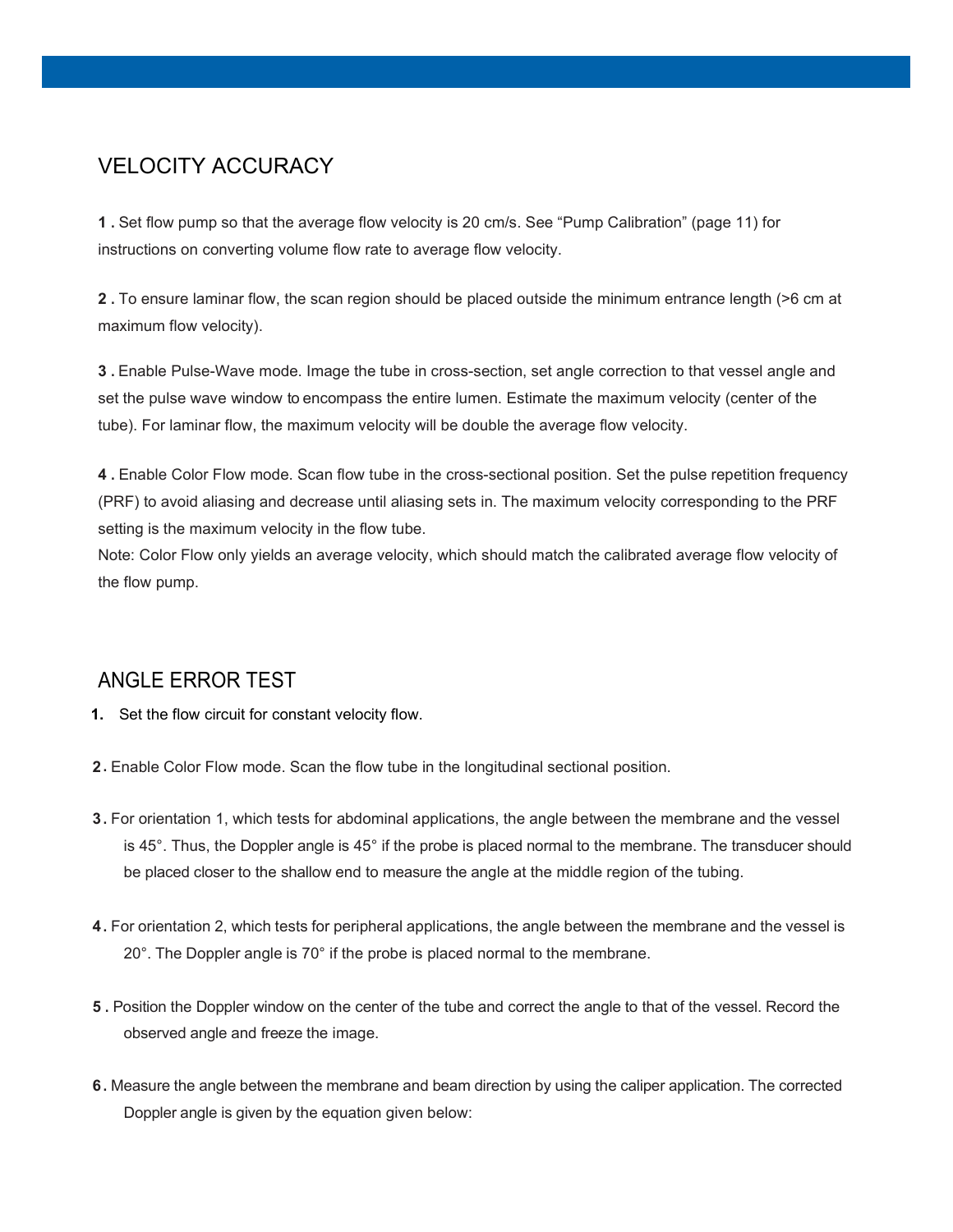## VELOCITY ACCURACY

**1 .** Set flow pump so that the average flow velocity is 20 cm/s. See “Pump Calibration” (page 11) for instructions on converting volume flow rate to average flow velocity.

**2 .** To ensure laminar flow, the scan region should be placed outside the minimum entrance length (>6 cm at maximum flow velocity).

**3 .** Enable Pulse-Wave mode. Image the tube in cross-section, set angle correction to that vessel angle and set the pulse wave window to encompass the entire lumen. Estimate the maximum velocity (center of the tube). For laminar flow, the maximum velocity will be double the average flow velocity.

**4 .** Enable Color Flow mode. Scan flow tube in the cross-sectional position. Set the pulse repetition frequency (PRF) to avoid aliasing and decrease until aliasing sets in. The maximum velocity corresponding to the PRF setting is the maximum velocity in the flow tube.
Note: Color Flow only yields an average velocity, which should match the calibrated average flow velocity of the flow pump.

## ANGLE ERROR TEST

**1.** Set the flow circuit for constant velocity flow.

**2 .** Enable Color Flow mode. Scan the flow tube in the longitudinal sectional position.

**3 .** For orientation 1, which tests for abdominal applications, the angle between the membrane and the vessel is 45°. Thus, the Doppler angle is 45° if the probe is placed normal to the membrane. The transducer should be placed closer to the shallow end to measure the angle at the middle region of the tubing.

**4 .** For orientation 2, which tests for peripheral applications, the angle between the membrane and the vessel is 20°. The Doppler angle is 70° if the probe is placed normal to the membrane.

**5 .** Position the Doppler window on the center of the tube and correct the angle to that of the vessel. Record the observed angle and freeze the image.

**6 .** Measure the angle between the membrane and beam direction by using the caliper application. The corrected Doppler angle is given by the equation given below: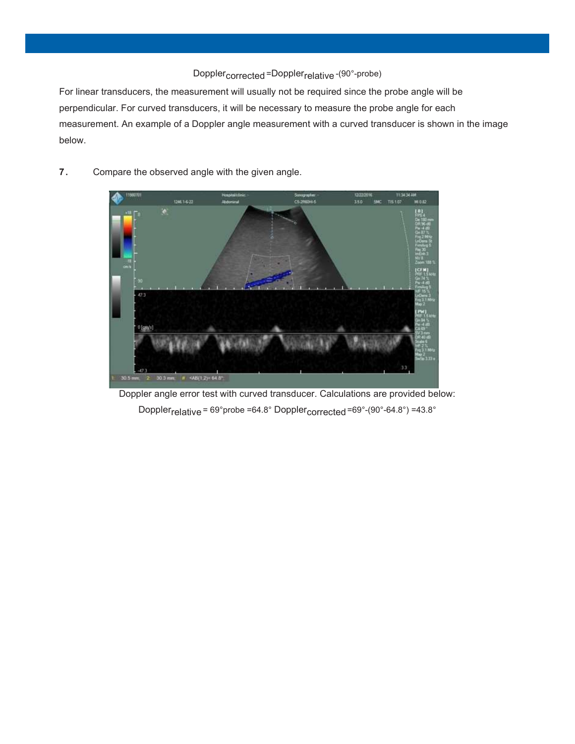$$Doppler_{corrected} = Doppler_{relative} - (90° - probe)$$

For linear transducers, the measurement will usually not be required since the probe angle will be perpendicular. For curved transducers, it will be necessary to measure the probe angle for each measurement. An example of a Doppler angle measurement with a curved transducer is shown in the image below.

**7.** Compare the observed angle with the given angle.

Doppler angle error test with curved transducer. Calculations are provided below:

$Doppler_{relative} = 69°$ probe $= 64.8°$ $Doppler_{corrected} = 69° - (90° - 64.8°) = 43.8°$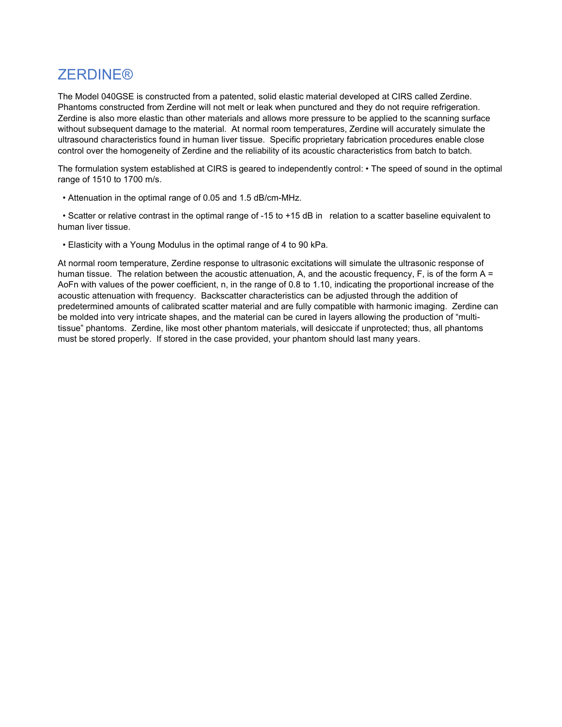## ZERDINE®

The Model 040GSE is constructed from a patented, solid elastic material developed at CIRS called Zerdine. Phantoms constructed from Zerdine will not melt or leak when punctured and they do not require refrigeration. Zerdine is also more elastic than other materials and allows more pressure to be applied to the scanning surface without subsequent damage to the material. At normal room temperatures, Zerdine will accurately simulate the ultrasound characteristics found in human liver tissue. Specific proprietary fabrication procedures enable close control over the homogeneity of Zerdine and the reliability of its acoustic characteristics from batch to batch.

The formulation system established at CIRS is geared to independently control: • The speed of sound in the optimal range of 1510 to 1700 m/s.

- Attenuation in the optimal range of 0.05 and 1.5 dB/cm-MHz.
- Scatter or relative contrast in the optimal range of -15 to +15 dB in relation to a scatter baseline equivalent to human liver tissue.
- Elasticity with a Young Modulus in the optimal range of 4 to 90 kPa.

At normal room temperature, Zerdine response to ultrasonic excitations will simulate the ultrasonic response of human tissue. The relation between the acoustic attenuation, A, and the acoustic frequency, F, is of the form $A = A_o F^n$ with values of the power coefficient, n, in the range of 0.8 to 1.10, indicating the proportional increase of the acoustic attenuation with frequency. Backscatter characteristics can be adjusted through the addition of predetermined amounts of calibrated scatter material and are fully compatible with harmonic imaging. Zerdine can be molded into very intricate shapes, and the material can be cured in layers allowing the production of "multi-tissue" phantoms. Zerdine, like most other phantom materials, will desiccate if unprotected; thus, all phantoms must be stored properly. If stored in the case provided, your phantom should last many years.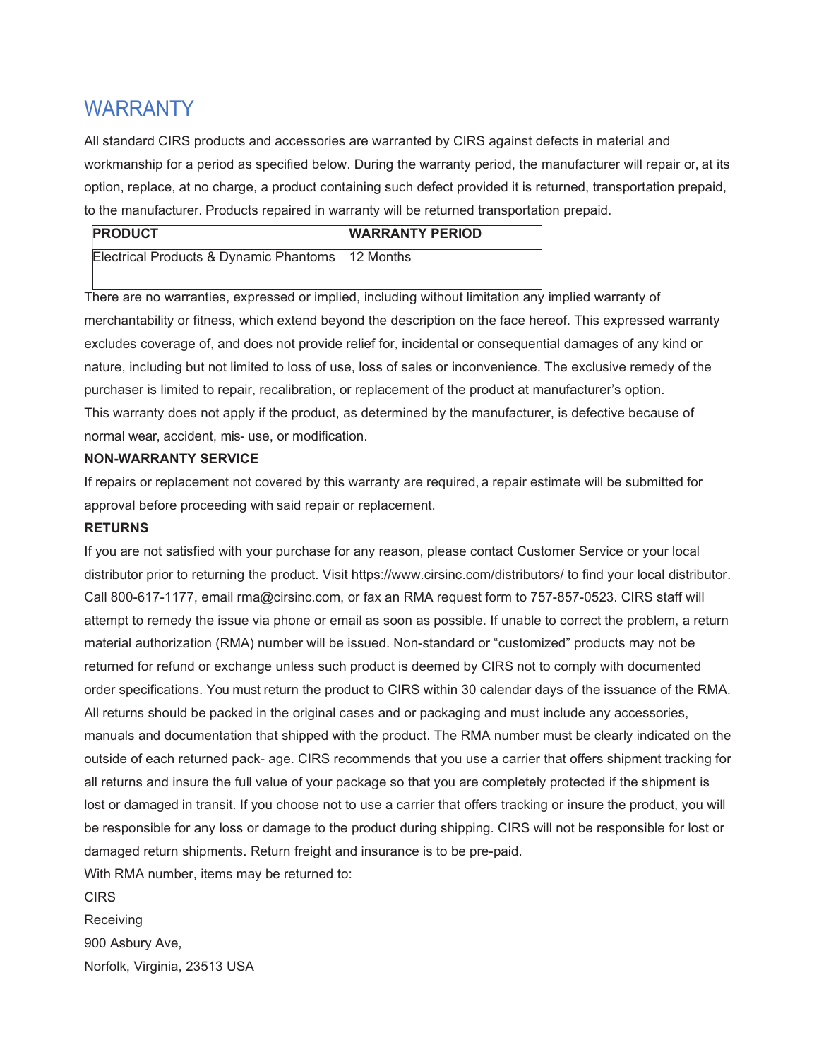# WARRANTY

All standard CIRS products and accessories are warranted by CIRS against defects in material and workmanship for a period as specified below. During the warranty period, the manufacturer will repair or, at its option, replace, at no charge, a product containing such defect provided it is returned, transportation prepaid, to the manufacturer. Products repaired in warranty will be returned transportation prepaid.

| PRODUCT | WARRANTY PERIOD |
|---|---|
| Electrical Products & Dynamic Phantoms | 12 Months |

There are no warranties, expressed or implied, including without limitation any implied warranty of merchantability or fitness, which extend beyond the description on the face hereof. This expressed warranty excludes coverage of, and does not provide relief for, incidental or consequential damages of any kind or nature, including but not limited to loss of use, loss of sales or inconvenience. The exclusive remedy of the purchaser is limited to repair, recalibration, or replacement of the product at manufacturer's option.
This warranty does not apply if the product, as determined by the manufacturer, is defective because of normal wear, accident, mis- use, or modification.

**NON-WARRANTY SERVICE**

If repairs or replacement not covered by this warranty are required, a repair estimate will be submitted for approval before proceeding with said repair or replacement.

**RETURNS**

If you are not satisfied with your purchase for any reason, please contact Customer Service or your local distributor prior to returning the product. Visit https://www.cirsinc.com/distributors/ to find your local distributor. Call 800-617-1177, email rma@cirsinc.com, or fax an RMA request form to 757-857-0523. CIRS staff will attempt to remedy the issue via phone or email as soon as possible. If unable to correct the problem, a return material authorization (RMA) number will be issued. Non-standard or "customized" products may not be returned for refund or exchange unless such product is deemed by CIRS not to comply with documented order specifications. You must return the product to CIRS within 30 calendar days of the issuance of the RMA. All returns should be packed in the original cases and or packaging and must include any accessories, manuals and documentation that shipped with the product. The RMA number must be clearly indicated on the outside of each returned pack- age. CIRS recommends that you use a carrier that offers shipment tracking for all returns and insure the full value of your package so that you are completely protected if the shipment is lost or damaged in transit. If you choose not to use a carrier that offers tracking or insure the product, you will be responsible for any loss or damage to the product during shipping. CIRS will not be responsible for lost or damaged return shipments. Return freight and insurance is to be pre-paid.

With RMA number, items may be returned to:

CIRS

Receiving

900 Asbury Ave,

Norfolk, Virginia, 23513 USA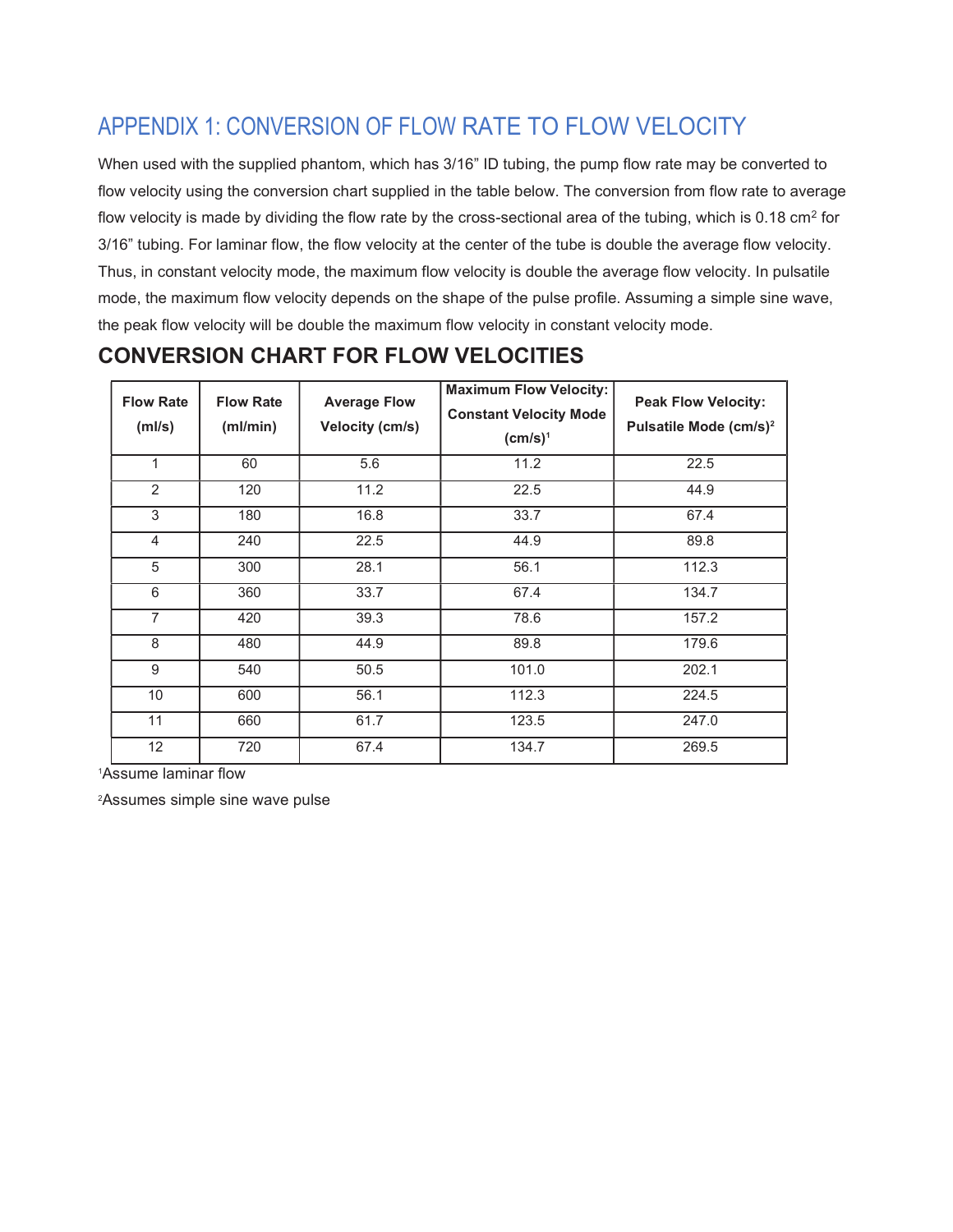## APPENDIX 1: CONVERSION OF FLOW RATE TO FLOW VELOCITY

When used with the supplied phantom, which has 3/16" ID tubing, the pump flow rate may be converted to flow velocity using the conversion chart supplied in the table below. The conversion from flow rate to average flow velocity is made by dividing the flow rate by the cross-sectional area of the tubing, which is 0.18 $cm^2$ for 3/16" tubing. For laminar flow, the flow velocity at the center of the tube is double the average flow velocity. Thus, in constant velocity mode, the maximum flow velocity is double the average flow velocity. In pulsatile mode, the maximum flow velocity depends on the shape of the pulse profile. Assuming a simple sine wave, the peak flow velocity will be double the maximum flow velocity in constant velocity mode.

### CONVERSION CHART FOR FLOW VELOCITIES

| Flow Rate (ml/s) | Flow Rate (ml/min) | Average Flow Velocity (cm/s) | Maximum Flow Velocity: Constant Velocity Mode (cm/s)[1] | Peak Flow Velocity: Pulsatile Mode (cm/s)[2] |
|---|---|---|---|---|
| 1 | 60 | 5.6 | 11.2 | 22.5 |
| 2 | 120 | 11.2 | 22.5 | 44.9 |
| 3 | 180 | 16.8 | 33.7 | 67.4 |
| 4 | 240 | 22.5 | 44.9 | 89.8 |
| 5 | 300 | 28.1 | 56.1 | 112.3 |
| 6 | 360 | 33.7 | 67.4 | 134.7 |
| 7 | 420 | 39.3 | 78.6 | 157.2 |
| 8 | 480 | 44.9 | 89.8 | 179.6 |
| 9 | 540 | 50.5 | 101.0 | 202.1 |
| 10 | 600 | 56.1 | 112.3 | 224.5 |
| 11 | 660 | 61.7 | 123.5 | 247.0 |
| 12 | 720 | 67.4 | 134.7 | 269.5 |

[1]Assume laminar flow

[2]Assumes simple sine wave pulse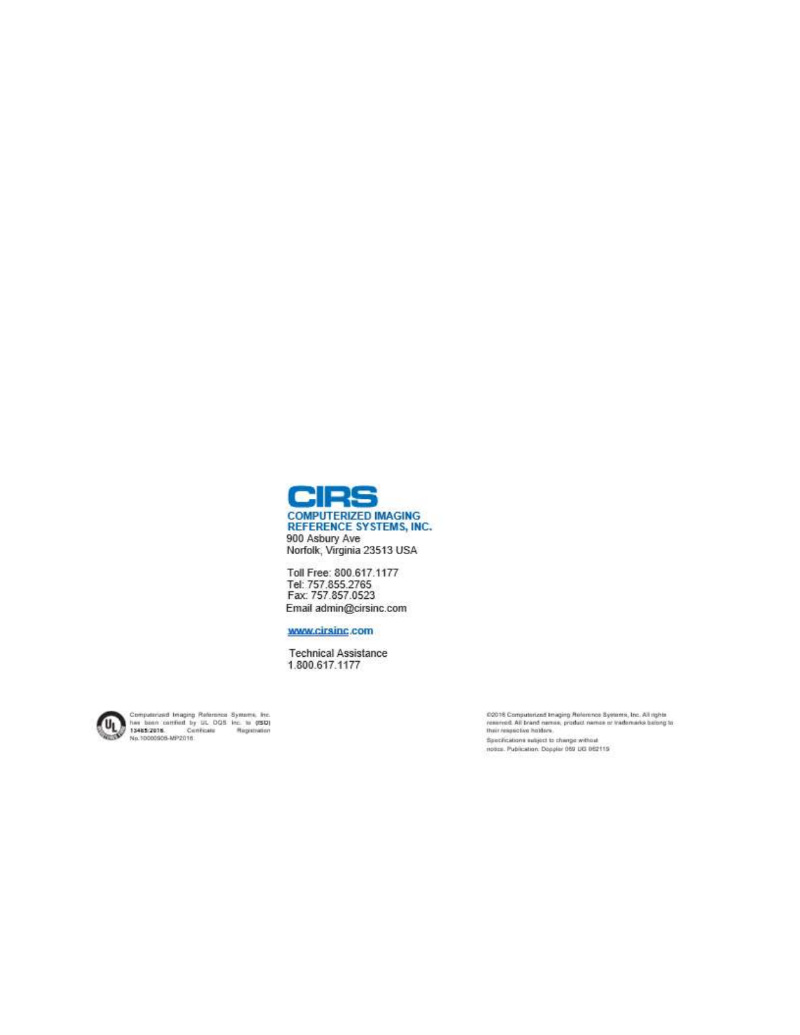**CIRS**

**COMPUTERIZED IMAGING REFERENCE SYSTEMS, INC.**

900 Asbury Ave
Norfolk, Virginia 23513 USA

Toll Free: 800.617.1177
Tel: 757.855.2765
Fax: 757.857.0523
Email admin@cirsinc.com

www.cirsinc.com

Technical Assistance
1.800.617.1177

Computerized Imaging Reference Systems, Inc. has been certified by UL DQS Inc. to **(ISO) 13485:2016.** Certificate Registration No.10000905-MP2016.

©2016 Computerized Imaging Reference Systems, Inc. All rights reserved. All brand names, product names or trademarks belong to their respective holders.

Specifications subject to change without notice. Publication: Doppler 069 UG 062119